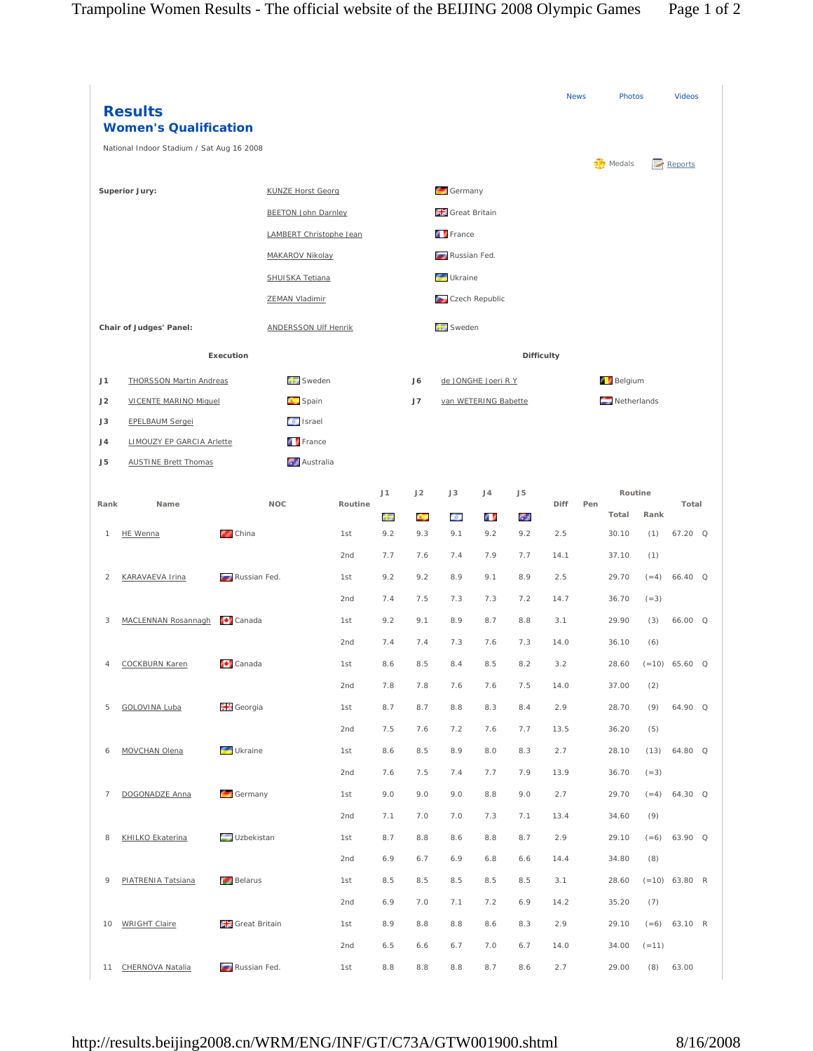News Photos Videos

# Results

## Women's Qualification

National Indoor Stadium / Sat Aug 16 2008

Medals Reports

**Superior Jury:**

| | |
|---|---|
| KUNZE Horst Georg | Germany |
| BEETON John Darnley | Great Britain |
| LAMBERT Christophe Jean | France |
| MAKAROV Nikolay | Russian Fed. |
| SHUISKA Tetiana | Ukraine |
| ZEMAN Vladimir | Czech Republic |

**Chair of Judges' Panel:** ANDERSSON Ulf Henrik — Sweden

**Execution**

| | | |
|---|---|---|
| J1 | THORSSON Martin Andreas | Sweden |
| J2 | VICENTE MARINO Miguel | Spain |
| J3 | EPELBAUM Sergei | Israel |
| J4 | LIMOUZY EP GARCIA Arlette | France |
| J5 | AUSTINE Brett Thomas | Australia |

**Difficulty**

| | | |
|---|---|---|
| J6 | de JONGHE Joeri R Y | Belgium |
| J7 | van WETERING Babette | Netherlands |

| Rank | Name | NOC | Routine | J1 | J2 | J3 | J4 | J5 | Diff | Pen | Routine Total | Routine Rank | Total | |
|---|---|---|---|---|---|---|---|---|---|---|---|---|---|---|
| 1 | HE Wenna | China | 1st | 9.2 | 9.3 | 9.1 | 9.2 | 9.2 | 2.5 | | 30.10 | (1) | 67.20 | Q |
| | | | 2nd | 7.7 | 7.6 | 7.4 | 7.9 | 7.7 | 14.1 | | 37.10 | (1) | | |
| 2 | KARAVAEVA Irina | Russian Fed. | 1st | 9.2 | 9.2 | 8.9 | 9.1 | 8.9 | 2.5 | | 29.70 | (=4) | 66.40 | Q |
| | | | 2nd | 7.4 | 7.5 | 7.3 | 7.3 | 7.2 | 14.7 | | 36.70 | (=3) | | |
| 3 | MACLENNAN Rosannagh | Canada | 1st | 9.2 | 9.1 | 8.9 | 8.7 | 8.8 | 3.1 | | 29.90 | (3) | 66.00 | Q |
| | | | 2nd | 7.4 | 7.4 | 7.3 | 7.6 | 7.3 | 14.0 | | 36.10 | (6) | | |
| 4 | COCKBURN Karen | Canada | 1st | 8.6 | 8.5 | 8.4 | 8.5 | 8.2 | 3.2 | | 28.60 | (=10) | 65.60 | Q |
| | | | 2nd | 7.8 | 7.8 | 7.6 | 7.6 | 7.5 | 14.0 | | 37.00 | (2) | | |
| 5 | GOLOVINA Luba | Georgia | 1st | 8.7 | 8.7 | 8.8 | 8.3 | 8.4 | 2.9 | | 28.70 | (9) | 64.90 | Q |
| | | | 2nd | 7.5 | 7.6 | 7.2 | 7.6 | 7.7 | 13.5 | | 36.20 | (5) | | |
| 6 | MOVCHAN Olena | Ukraine | 1st | 8.6 | 8.5 | 8.9 | 8.0 | 8.3 | 2.7 | | 28.10 | (13) | 64.80 | Q |
| | | | 2nd | 7.6 | 7.5 | 7.4 | 7.7 | 7.9 | 13.9 | | 36.70 | (=3) | | |
| 7 | DOGONADZE Anna | Germany | 1st | 9.0 | 9.0 | 9.0 | 8.8 | 9.0 | 2.7 | | 29.70 | (=4) | 64.30 | Q |
| | | | 2nd | 7.1 | 7.0 | 7.0 | 7.3 | 7.1 | 13.4 | | 34.60 | (9) | | |
| 8 | KHILKO Ekaterina | Uzbekistan | 1st | 8.7 | 8.8 | 8.6 | 8.8 | 8.7 | 2.9 | | 29.10 | (=6) | 63.90 | Q |
| | | | 2nd | 6.9 | 6.7 | 6.9 | 6.8 | 6.6 | 14.4 | | 34.80 | (8) | | |
| 9 | PIATRENIA Tatsiana | Belarus | 1st | 8.5 | 8.5 | 8.5 | 8.5 | 8.5 | 3.1 | | 28.60 | (=10) | 63.80 | R |
| | | | 2nd | 6.9 | 7.0 | 7.1 | 7.2 | 6.9 | 14.2 | | 35.20 | (7) | | |
| 10 | WRIGHT Claire | Great Britain | 1st | 8.9 | 8.8 | 8.8 | 8.6 | 8.3 | 2.9 | | 29.10 | (=6) | 63.10 | R |
| | | | 2nd | 6.5 | 6.6 | 6.7 | 7.0 | 6.7 | 14.0 | | 34.00 | (=11) | | |
| 11 | CHERNOVA Natalia | Russian Fed. | 1st | 8.8 | 8.8 | 8.8 | 8.7 | 8.6 | 2.7 | | 29.00 | (8) | 63.00 | |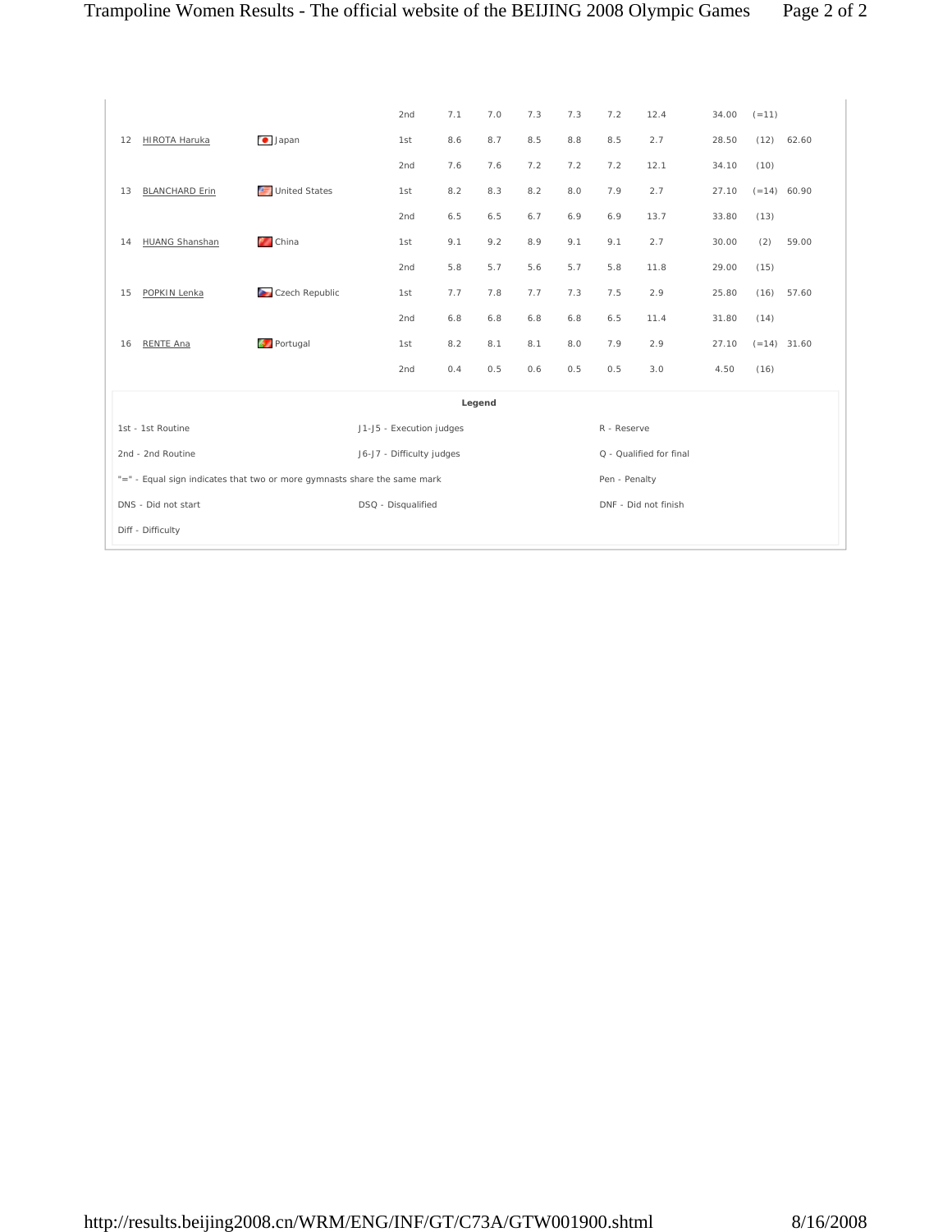| | | | | | | | | | | | | |
|---|---|---|---|---|---|---|---|---|---|---|---|---|
| | | | 2nd | 7.1 | 7.0 | 7.3 | 7.3 | 7.2 | 12.4 | 34.00 | (=11) | |
| 12 | HIROTA Haruka | Japan | 1st | 8.6 | 8.7 | 8.5 | 8.8 | 8.5 | 2.7 | 28.50 | (12) | 62.60 |
| | | | 2nd | 7.6 | 7.6 | 7.2 | 7.2 | 7.2 | 12.1 | 34.10 | (10) | |
| 13 | BLANCHARD Erin | United States | 1st | 8.2 | 8.3 | 8.2 | 8.0 | 7.9 | 2.7 | 27.10 | (=14) | 60.90 |
| | | | 2nd | 6.5 | 6.5 | 6.7 | 6.9 | 6.9 | 13.7 | 33.80 | (13) | |
| 14 | HUANG Shanshan | China | 1st | 9.1 | 9.2 | 8.9 | 9.1 | 9.1 | 2.7 | 30.00 | (2) | 59.00 |
| | | | 2nd | 5.8 | 5.7 | 5.6 | 5.7 | 5.8 | 11.8 | 29.00 | (15) | |
| 15 | POPKIN Lenka | Czech Republic | 1st | 7.7 | 7.8 | 7.7 | 7.3 | 7.5 | 2.9 | 25.80 | (16) | 57.60 |
| | | | 2nd | 6.8 | 6.8 | 6.8 | 6.8 | 6.5 | 11.4 | 31.80 | (14) | |
| 16 | RENTE Ana | Portugal | 1st | 8.2 | 8.1 | 8.1 | 8.0 | 7.9 | 2.9 | 27.10 | (=14) | 31.60 |
| | | | 2nd | 0.4 | 0.5 | 0.6 | 0.5 | 0.5 | 3.0 | 4.50 | (16) | |

**Legend**

| | | |
|---|---|---|
| 1st - 1st Routine | J1-J5 - Execution judges | R - Reserve |
| 2nd - 2nd Routine | J6-J7 - Difficulty judges | Q - Qualified for final |
| "=" - Equal sign indicates that two or more gymnasts share the same mark | | Pen - Penalty |
| DNS - Did not start | DSQ - Disqualified | DNF - Did not finish |
| Diff - Difficulty | | |